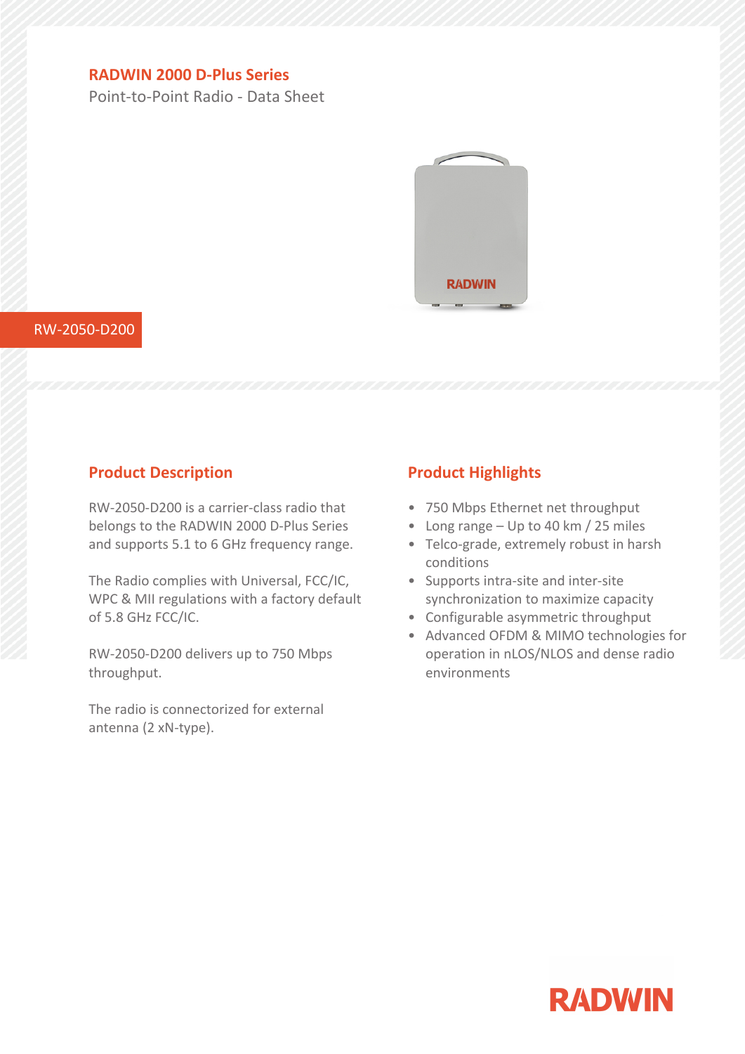# RADWIN 2000 D-Plus Series

Point-to-Point Radio - Data Sheet

RW-2050-D200

## Product Description

RW-2050-D200 is a carrier-class radio that belongs to the RADWIN 2000 D-Plus Series and supports 5.1 to 6 GHz frequency range.

The Radio complies with Universal, FCC/IC, WPC & MII regulations with a factory default of 5.8 GHz FCC/IC.

RW-2050-D200 delivers up to 750 Mbps throughput.

The radio is connectorized for external antenna (2 xN-type).

## Product Highlights

- 750 Mbps Ethernet net throughput
- Long range – Up to 40 km / 25 miles
- Telco-grade, extremely robust in harsh conditions
- Supports intra-site and inter-site synchronization to maximize capacity
- Configurable asymmetric throughput
- Advanced OFDM & MIMO technologies for operation in nLOS/NLOS and dense radio environments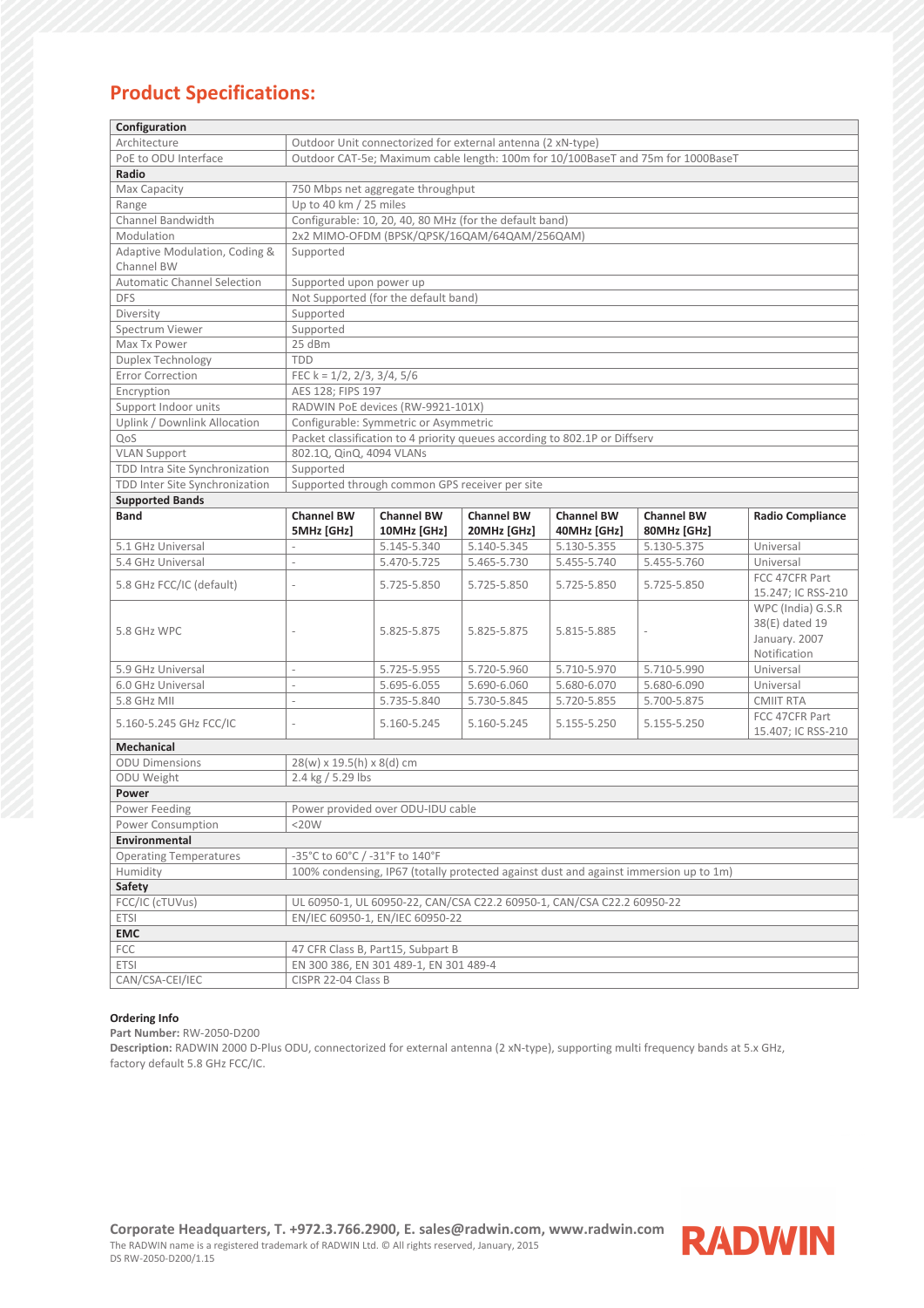## Product Specifications:

| | | | | | | |
|---|---|---|---|---|---|---|
| **Configuration** | | | | | | |
| Architecture | Outdoor Unit connectorized for external antenna (2 xN-type) | | | | | |
| PoE to ODU Interface | Outdoor CAT-5e; Maximum cable length: 100m for 10/100BaseT and 75m for 1000BaseT | | | | | |
| **Radio** | | | | | | |
| Max Capacity | 750 Mbps net aggregate throughput | | | | | |
| Range | Up to 40 km / 25 miles | | | | | |
| Channel Bandwidth | Configurable: 10, 20, 40, 80 MHz (for the default band) | | | | | |
| Modulation | 2x2 MIMO-OFDM (BPSK/QPSK/16QAM/64QAM/256QAM) | | | | | |
| Adaptive Modulation, Coding & Channel BW | Supported | | | | | |
| Automatic Channel Selection | Supported upon power up | | | | | |
| DFS | Not Supported (for the default band) | | | | | |
| Diversity | Supported | | | | | |
| Spectrum Viewer | Supported | | | | | |
| Max Tx Power | 25 dBm | | | | | |
| Duplex Technology | TDD | | | | | |
| Error Correction | FEC k = 1/2, 2/3, 3/4, 5/6 | | | | | |
| Encryption | AES 128; FIPS 197 | | | | | |
| Support Indoor units | RADWIN PoE devices (RW-9921-101X) | | | | | |
| Uplink / Downlink Allocation | Configurable: Symmetric or Asymmetric | | | | | |
| QoS | Packet classification to 4 priority queues according to 802.1P or Diffserv | | | | | |
| VLAN Support | 802.1Q, QinQ, 4094 VLANs | | | | | |
| TDD Intra Site Synchronization | Supported | | | | | |
| TDD Inter Site Synchronization | Supported through common GPS receiver per site | | | | | |
| **Supported Bands** | | | | | | |
| **Band** | **Channel BW 5MHz [GHz]** | **Channel BW 10MHz [GHz]** | **Channel BW 20MHz [GHz]** | **Channel BW 40MHz [GHz]** | **Channel BW 80MHz [GHz]** | **Radio Compliance** |
| 5.1 GHz Universal | - | 5.145-5.340 | 5.140-5.345 | 5.130-5.355 | 5.130-5.375 | Universal |
| 5.4 GHz Universal | - | 5.470-5.725 | 5.465-5.730 | 5.455-5.740 | 5.455-5.760 | Universal |
| 5.8 GHz FCC/IC (default) | - | 5.725-5.850 | 5.725-5.850 | 5.725-5.850 | 5.725-5.850 | FCC 47CFR Part 15.247; IC RSS-210 |
| 5.8 GHz WPC | - | 5.825-5.875 | 5.825-5.875 | 5.815-5.885 | - | WPC (India) G.S.R 38(E) dated 19 January. 2007 Notification |
| 5.9 GHz Universal | - | 5.725-5.955 | 5.720-5.960 | 5.710-5.970 | 5.710-5.990 | Universal |
| 6.0 GHz Universal | - | 5.695-6.055 | 5.690-6.060 | 5.680-6.070 | 5.680-6.090 | Universal |
| 5.8 GHz MII | - | 5.735-5.840 | 5.730-5.845 | 5.720-5.855 | 5.700-5.875 | CMIIT RTA |
| 5.160-5.245 GHz FCC/IC | - | 5.160-5.245 | 5.160-5.245 | 5.155-5.250 | 5.155-5.250 | FCC 47CFR Part 15.407; IC RSS-210 |
| **Mechanical** | | | | | | |
| ODU Dimensions | 28(w) x 19.5(h) x 8(d) cm | | | | | |
| ODU Weight | 2.4 kg / 5.29 lbs | | | | | |
| **Power** | | | | | | |
| Power Feeding | Power provided over ODU-IDU cable | | | | | |
| Power Consumption | <20W | | | | | |
| **Environmental** | | | | | | |
| Operating Temperatures | -35°C to 60°C / -31°F to 140°F | | | | | |
| Humidity | 100% condensing, IP67 (totally protected against dust and against immersion up to 1m) | | | | | |
| **Safety** | | | | | | |
| FCC/IC (cTUVus) | UL 60950-1, UL 60950-22, CAN/CSA C22.2 60950-1, CAN/CSA C22.2 60950-22 | | | | | |
| ETSI | EN/IEC 60950-1, EN/IEC 60950-22 | | | | | |
| **EMC** | | | | | | |
| FCC | 47 CFR Class B, Part15, Subpart B | | | | | |
| ETSI | EN 300 386, EN 301 489-1, EN 301 489-4 | | | | | |
| CAN/CSA-CEI/IEC | CISPR 22-04 Class B | | | | | |

**Ordering Info**

**Part Number:** RW-2050-D200

**Description:** RADWIN 2000 D-Plus ODU, connectorized for external antenna (2 xN-type), supporting multi frequency bands at 5.x GHz, factory default 5.8 GHz FCC/IC.

**Corporate Headquarters, T. +972.3.766.2900, E. sales@radwin.com, www.radwin.com**

The RADWIN name is a registered trademark of RADWIN Ltd. © All rights reserved, January, 2015

DS RW-2050-D200/1.15

RADWIN